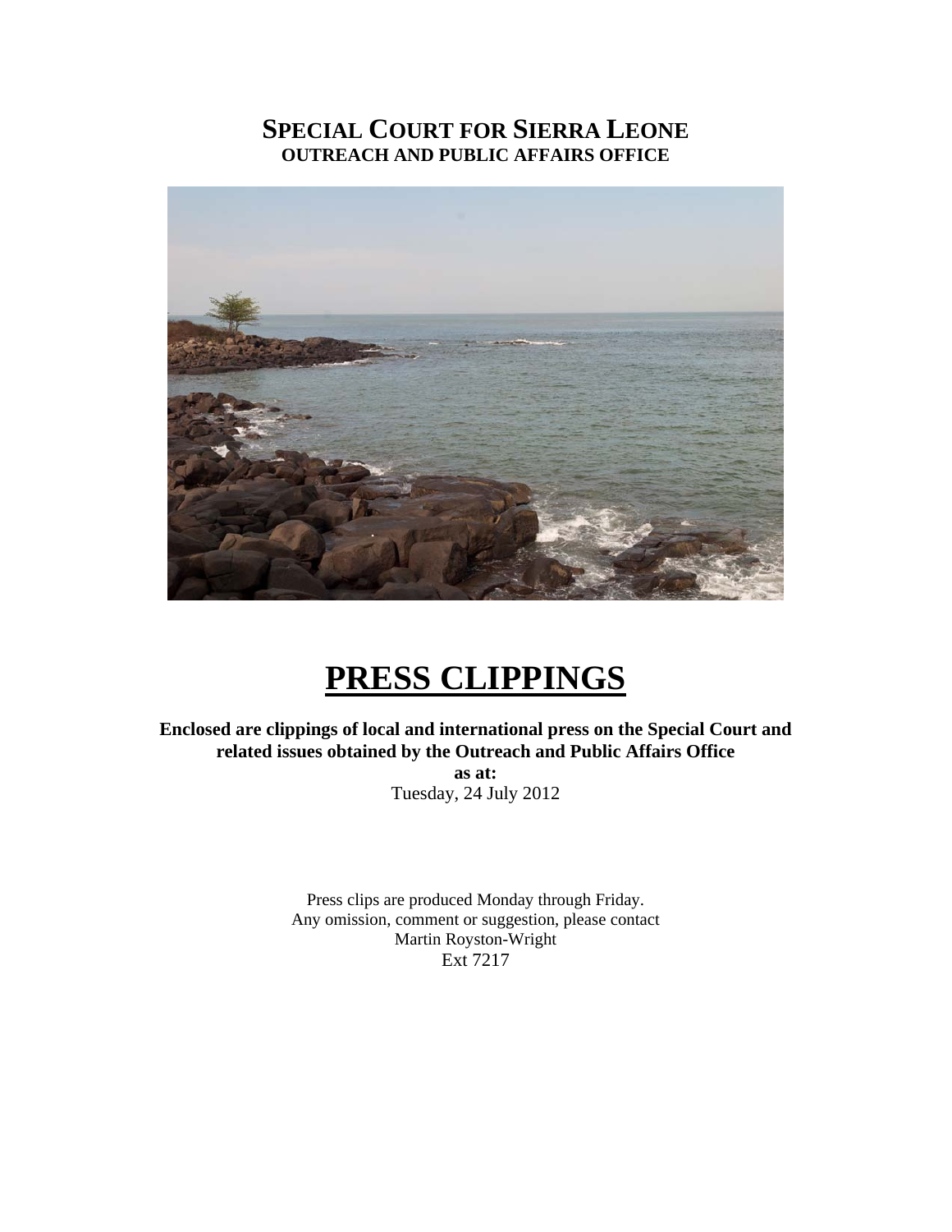# SPECIAL COURT FOR SIERRA LEONE
## OUTREACH AND PUBLIC AFFAIRS OFFICE

# PRESS CLIPPINGS

**Enclosed are clippings of local and international press on the Special Court and related issues obtained by the Outreach and Public Affairs Office**

**as at:**

Tuesday, 24 July 2012

Press clips are produced Monday through Friday.
Any omission, comment or suggestion, please contact
Martin Royston-Wright
Ext 7217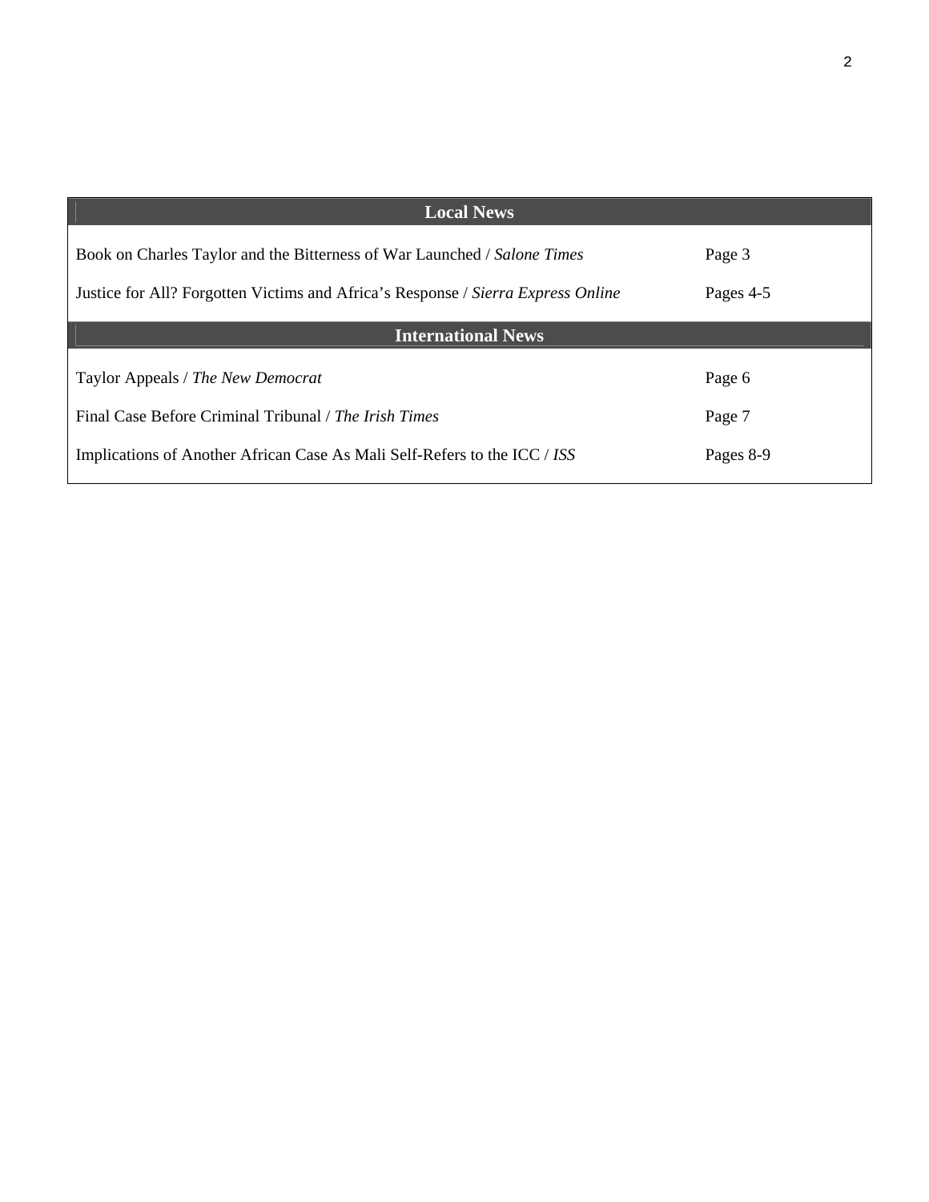| Local News | |
|---|---|
| Book on Charles Taylor and the Bitterness of War Launched / *Salone Times* | Page 3 |
| Justice for All? Forgotten Victims and Africa's Response / *Sierra Express Online* | Pages 4-5 |
| **International News** | |
| Taylor Appeals / *The New Democrat* | Page 6 |
| Final Case Before Criminal Tribunal / *The Irish Times* | Page 7 |
| Implications of Another African Case As Mali Self-Refers to the ICC / *ISS* | Pages 8-9 |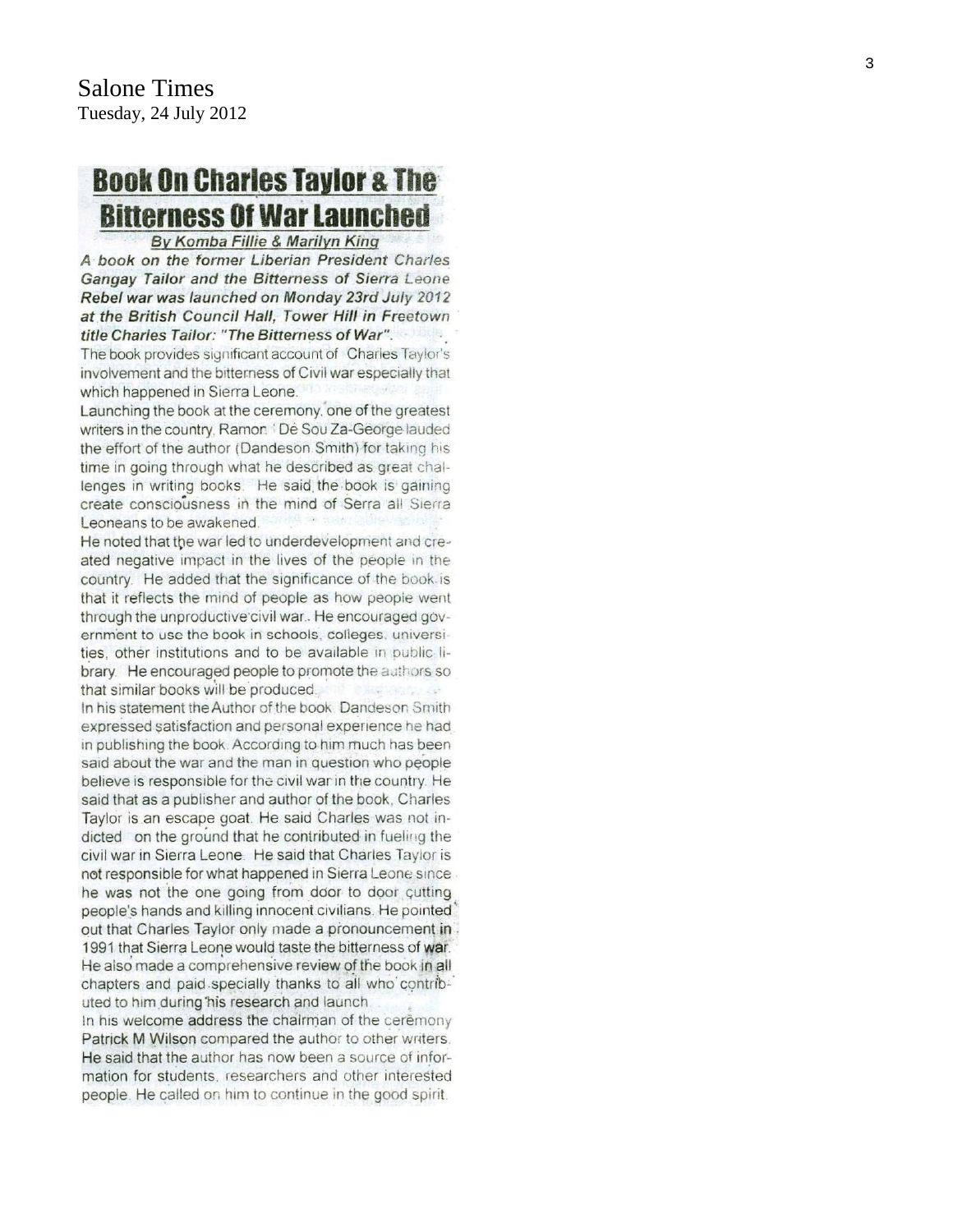Salone Times
Tuesday, 24 July 2012

# Book On Charles Taylor & The Bitterness Of War Launched

By Komba Fillie & Marilyn King

*A book on the former Liberian President Charles Gangay Tailor and the Bitterness of Sierra Leone Rebel war was launched on Monday 23rd July 2012 at the British Council Hall, Tower Hill in Freetown title Charles Tailor: "The Bitterness of War".*

The book provides significant account of Charles Taylor's involvement and the bitterness of Civil war especially that which happened in Sierra Leone.

Launching the book at the ceremony, one of the greatest writers in the country, Ramon De Sou Za-George lauded the effort of the author (Dandeson Smith) for taking his time in going through what he described as great challenges in writing books. He said the book is gaining create consciousness in the mind of Serra all Sierra Leoneans to be awakened.

He noted that the war led to underdevelopment and created negative impact in the lives of the people in the country. He added that the significance of the book is that it reflects the mind of people as how people went through the unproductive civil war. He encouraged government to use the book in schools, colleges, universities, other institutions and to be available in public library. He encouraged people to promote the authors so that similar books will be produced.

In his statement the Author of the book Dandeson Smith expressed satisfaction and personal experience he had in publishing the book. According to him much has been said about the war and the man in question who people believe is responsible for the civil war in the country. He said that as a publisher and author of the book, Charles Taylor is an escape goat. He said Charles was not indicted on the ground that he contributed in fueling the civil war in Sierra Leone. He said that Charles Taylor is not responsible for what happened in Sierra Leone since he was not the one going from door to door cutting people's hands and killing innocent civilians. He pointed out that Charles Taylor only made a pronouncement in 1991 that Sierra Leone would taste the bitterness of war. He also made a comprehensive review of the book in all chapters and paid specially thanks to all who contributed to him during his research and launch.

In his welcome address the chairman of the ceremony Patrick M Wilson compared the author to other writers. He said that the author has now been a source of information for students, researchers and other interested people. He called on him to continue in the good spirit.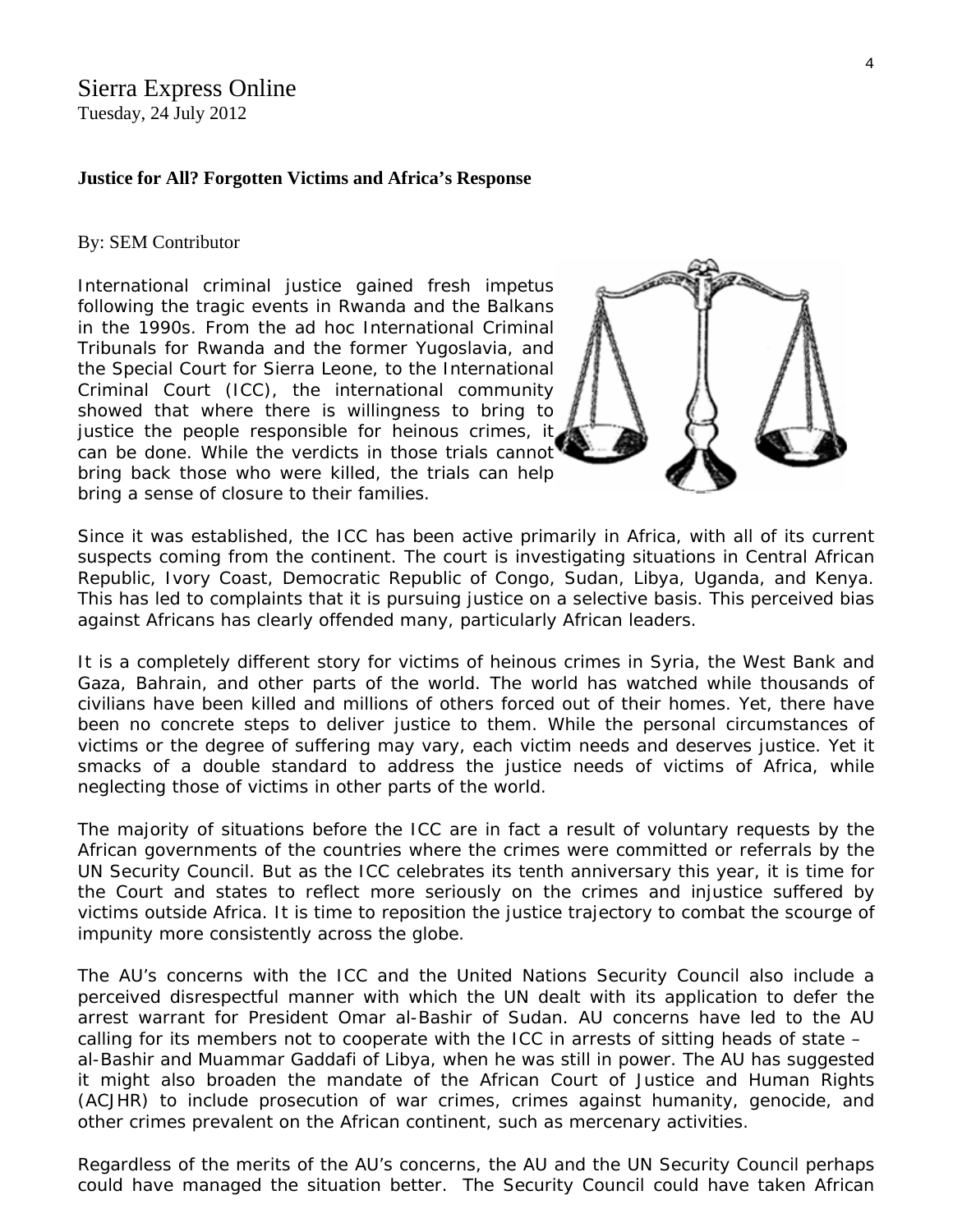Sierra Express Online
Tuesday, 24 July 2012

**Justice for All? Forgotten Victims and Africa's Response**

By: SEM Contributor

International criminal justice gained fresh impetus following the tragic events in Rwanda and the Balkans in the 1990s. From the ad hoc International Criminal Tribunals for Rwanda and the former Yugoslavia, and the Special Court for Sierra Leone, to the International Criminal Court (ICC), the international community showed that where there is willingness to bring to justice the people responsible for heinous crimes, it can be done. While the verdicts in those trials cannot bring back those who were killed, the trials can help bring a sense of closure to their families.

Since it was established, the ICC has been active primarily in Africa, with all of its current suspects coming from the continent. The court is investigating situations in Central African Republic, Ivory Coast, Democratic Republic of Congo, Sudan, Libya, Uganda, and Kenya. This has led to complaints that it is pursuing justice on a selective basis. This perceived bias against Africans has clearly offended many, particularly African leaders.

It is a completely different story for victims of heinous crimes in Syria, the West Bank and Gaza, Bahrain, and other parts of the world. The world has watched while thousands of civilians have been killed and millions of others forced out of their homes. Yet, there have been no concrete steps to deliver justice to them. While the personal circumstances of victims or the degree of suffering may vary, each victim needs and deserves justice. Yet it smacks of a double standard to address the justice needs of victims of Africa, while neglecting those of victims in other parts of the world.

The majority of situations before the ICC are in fact a result of voluntary requests by the African governments of the countries where the crimes were committed or referrals by the UN Security Council. But as the ICC celebrates its tenth anniversary this year, it is time for the Court and states to reflect more seriously on the crimes and injustice suffered by victims outside Africa. It is time to reposition the justice trajectory to combat the scourge of impunity more consistently across the globe.

The AU's concerns with the ICC and the United Nations Security Council also include a perceived disrespectful manner with which the UN dealt with its application to defer the arrest warrant for President Omar al-Bashir of Sudan. AU concerns have led to the AU calling for its members not to cooperate with the ICC in arrests of sitting heads of state – al-Bashir and Muammar Gaddafi of Libya, when he was still in power. The AU has suggested it might also broaden the mandate of the African Court of Justice and Human Rights (ACJHR) to include prosecution of war crimes, crimes against humanity, genocide, and other crimes prevalent on the African continent, such as mercenary activities.

Regardless of the merits of the AU's concerns, the AU and the UN Security Council perhaps could have managed the situation better. The Security Council could have taken African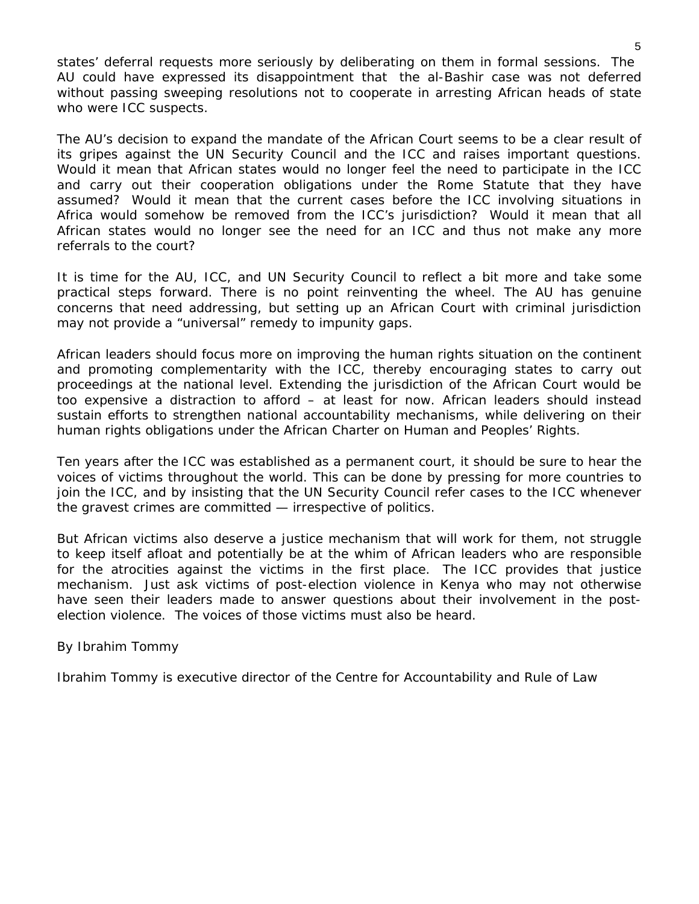states' deferral requests more seriously by deliberating on them in formal sessions. The AU could have expressed its disappointment that the al-Bashir case was not deferred without passing sweeping resolutions not to cooperate in arresting African heads of state who were ICC suspects.

The AU's decision to expand the mandate of the African Court seems to be a clear result of its gripes against the UN Security Council and the ICC and raises important questions. Would it mean that African states would no longer feel the need to participate in the ICC and carry out their cooperation obligations under the Rome Statute that they have assumed? Would it mean that the current cases before the ICC involving situations in Africa would somehow be removed from the ICC's jurisdiction? Would it mean that all African states would no longer see the need for an ICC and thus not make any more referrals to the court?

It is time for the AU, ICC, and UN Security Council to reflect a bit more and take some practical steps forward. There is no point reinventing the wheel. The AU has genuine concerns that need addressing, but setting up an African Court with criminal jurisdiction may not provide a "universal" remedy to impunity gaps.

African leaders should focus more on improving the human rights situation on the continent and promoting complementarity with the ICC, thereby encouraging states to carry out proceedings at the national level. Extending the jurisdiction of the African Court would be too expensive a distraction to afford – at least for now. African leaders should instead sustain efforts to strengthen national accountability mechanisms, while delivering on their human rights obligations under the African Charter on Human and Peoples' Rights.

Ten years after the ICC was established as a permanent court, it should be sure to hear the voices of victims throughout the world. This can be done by pressing for more countries to join the ICC, and by insisting that the UN Security Council refer cases to the ICC whenever the gravest crimes are committed — irrespective of politics.

But African victims also deserve a justice mechanism that will work for them, not struggle to keep itself afloat and potentially be at the whim of African leaders who are responsible for the atrocities against the victims in the first place. The ICC provides that justice mechanism. Just ask victims of post-election violence in Kenya who may not otherwise have seen their leaders made to answer questions about their involvement in the post-election violence. The voices of those victims must also be heard.

By Ibrahim Tommy

Ibrahim Tommy is executive director of the Centre for Accountability and Rule of Law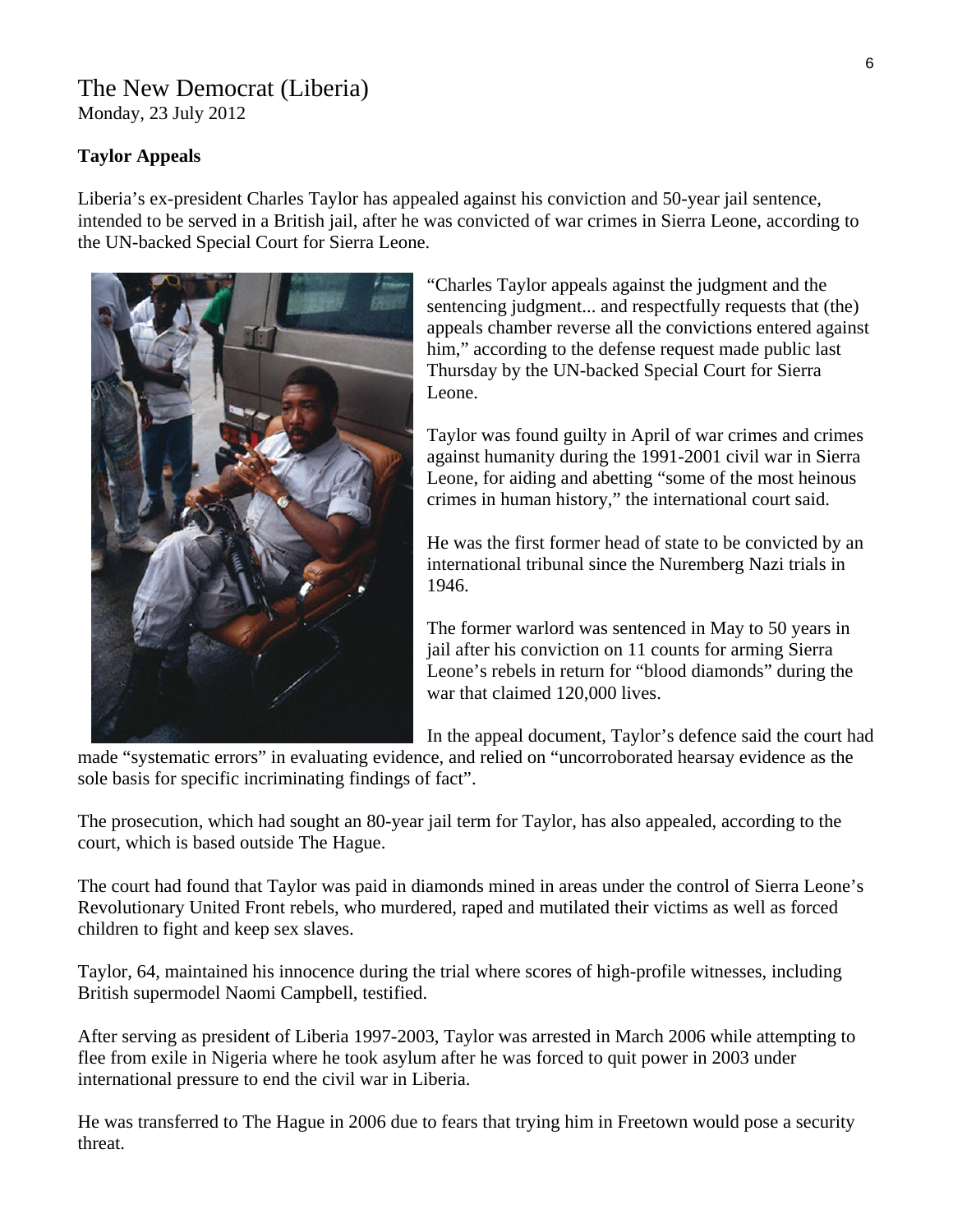# The New Democrat (Liberia)

Monday, 23 July 2012

**Taylor Appeals**

Liberia's ex-president Charles Taylor has appealed against his conviction and 50-year jail sentence, intended to be served in a British jail, after he was convicted of war crimes in Sierra Leone, according to the UN-backed Special Court for Sierra Leone.

"Charles Taylor appeals against the judgment and the sentencing judgment... and respectfully requests that (the) appeals chamber reverse all the convictions entered against him," according to the defense request made public last Thursday by the UN-backed Special Court for Sierra Leone.

Taylor was found guilty in April of war crimes and crimes against humanity during the 1991-2001 civil war in Sierra Leone, for aiding and abetting "some of the most heinous crimes in human history," the international court said.

He was the first former head of state to be convicted by an international tribunal since the Nuremberg Nazi trials in 1946.

The former warlord was sentenced in May to 50 years in jail after his conviction on 11 counts for arming Sierra Leone's rebels in return for "blood diamonds" during the war that claimed 120,000 lives.

In the appeal document, Taylor's defence said the court had made "systematic errors" in evaluating evidence, and relied on "uncorroborated hearsay evidence as the sole basis for specific incriminating findings of fact".

The prosecution, which had sought an 80-year jail term for Taylor, has also appealed, according to the court, which is based outside The Hague.

The court had found that Taylor was paid in diamonds mined in areas under the control of Sierra Leone's Revolutionary United Front rebels, who murdered, raped and mutilated their victims as well as forced children to fight and keep sex slaves.

Taylor, 64, maintained his innocence during the trial where scores of high-profile witnesses, including British supermodel Naomi Campbell, testified.

After serving as president of Liberia 1997-2003, Taylor was arrested in March 2006 while attempting to flee from exile in Nigeria where he took asylum after he was forced to quit power in 2003 under international pressure to end the civil war in Liberia.

He was transferred to The Hague in 2006 due to fears that trying him in Freetown would pose a security threat.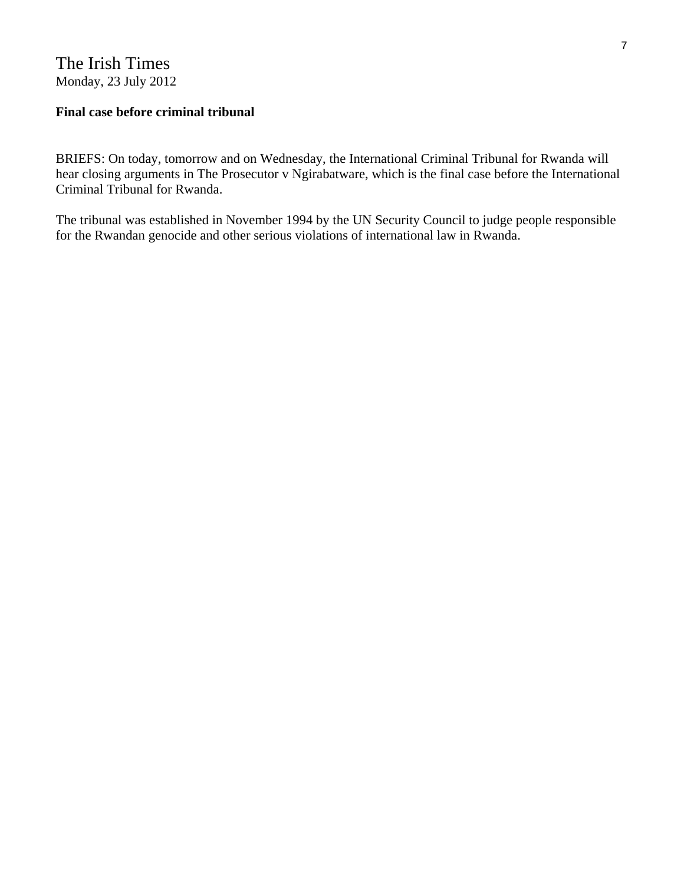The Irish Times
Monday, 23 July 2012

**Final case before criminal tribunal**

BRIEFS: On today, tomorrow and on Wednesday, the International Criminal Tribunal for Rwanda will hear closing arguments in The Prosecutor v Ngirabatware, which is the final case before the International Criminal Tribunal for Rwanda.

The tribunal was established in November 1994 by the UN Security Council to judge people responsible for the Rwandan genocide and other serious violations of international law in Rwanda.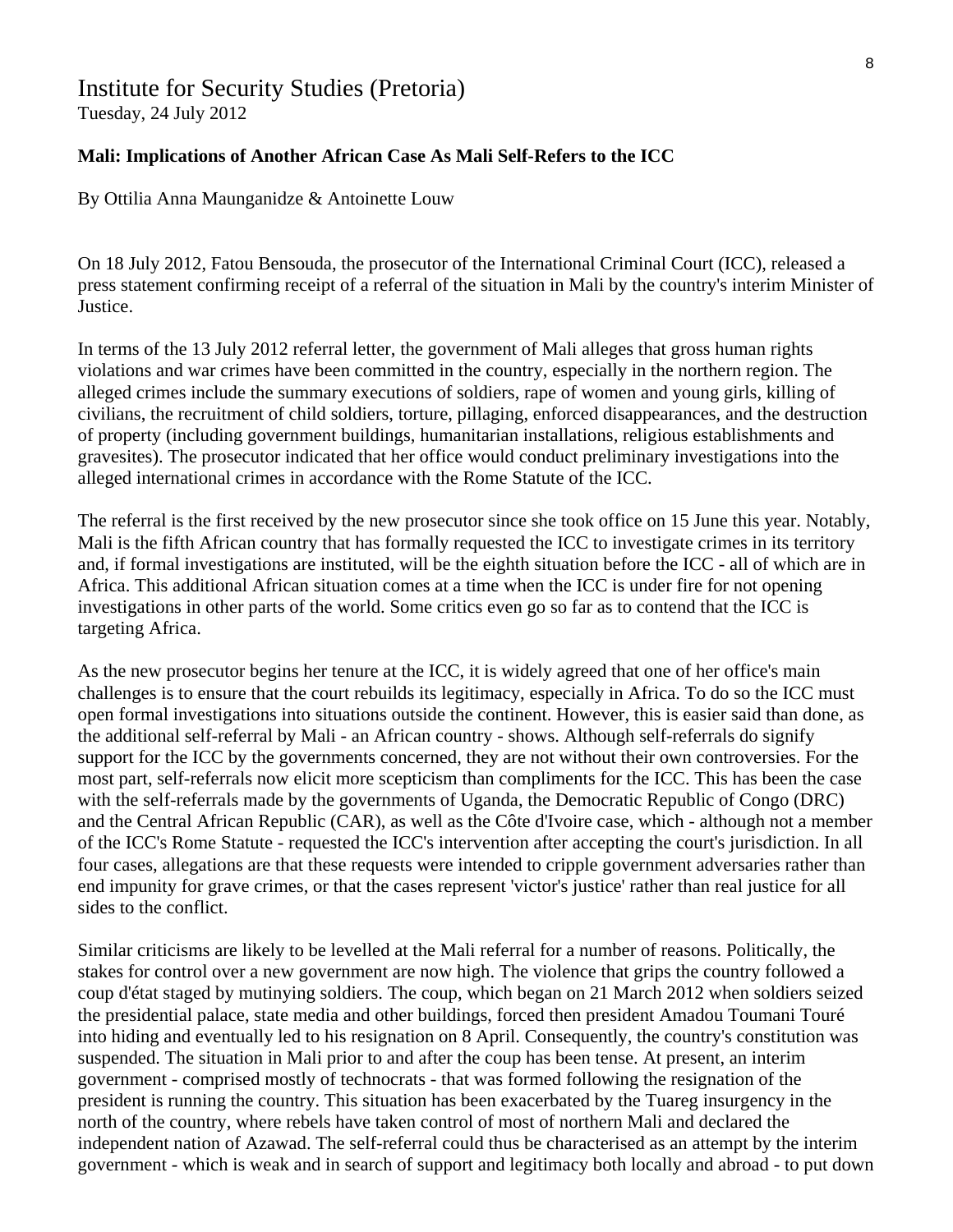# Institute for Security Studies (Pretoria)

Tuesday, 24 July 2012

**Mali: Implications of Another African Case As Mali Self-Refers to the ICC**

By Ottilia Anna Maunganidze & Antoinette Louw

On 18 July 2012, Fatou Bensouda, the prosecutor of the International Criminal Court (ICC), released a press statement confirming receipt of a referral of the situation in Mali by the country's interim Minister of Justice.

In terms of the 13 July 2012 referral letter, the government of Mali alleges that gross human rights violations and war crimes have been committed in the country, especially in the northern region. The alleged crimes include the summary executions of soldiers, rape of women and young girls, killing of civilians, the recruitment of child soldiers, torture, pillaging, enforced disappearances, and the destruction of property (including government buildings, humanitarian installations, religious establishments and gravesites). The prosecutor indicated that her office would conduct preliminary investigations into the alleged international crimes in accordance with the Rome Statute of the ICC.

The referral is the first received by the new prosecutor since she took office on 15 June this year. Notably, Mali is the fifth African country that has formally requested the ICC to investigate crimes in its territory and, if formal investigations are instituted, will be the eighth situation before the ICC - all of which are in Africa. This additional African situation comes at a time when the ICC is under fire for not opening investigations in other parts of the world. Some critics even go so far as to contend that the ICC is targeting Africa.

As the new prosecutor begins her tenure at the ICC, it is widely agreed that one of her office's main challenges is to ensure that the court rebuilds its legitimacy, especially in Africa. To do so the ICC must open formal investigations into situations outside the continent. However, this is easier said than done, as the additional self-referral by Mali - an African country - shows. Although self-referrals do signify support for the ICC by the governments concerned, they are not without their own controversies. For the most part, self-referrals now elicit more scepticism than compliments for the ICC. This has been the case with the self-referrals made by the governments of Uganda, the Democratic Republic of Congo (DRC) and the Central African Republic (CAR), as well as the Côte d'Ivoire case, which - although not a member of the ICC's Rome Statute - requested the ICC's intervention after accepting the court's jurisdiction. In all four cases, allegations are that these requests were intended to cripple government adversaries rather than end impunity for grave crimes, or that the cases represent 'victor's justice' rather than real justice for all sides to the conflict.

Similar criticisms are likely to be levelled at the Mali referral for a number of reasons. Politically, the stakes for control over a new government are now high. The violence that grips the country followed a coup d'état staged by mutinying soldiers. The coup, which began on 21 March 2012 when soldiers seized the presidential palace, state media and other buildings, forced then president Amadou Toumani Touré into hiding and eventually led to his resignation on 8 April. Consequently, the country's constitution was suspended. The situation in Mali prior to and after the coup has been tense. At present, an interim government - comprised mostly of technocrats - that was formed following the resignation of the president is running the country. This situation has been exacerbated by the Tuareg insurgency in the north of the country, where rebels have taken control of most of northern Mali and declared the independent nation of Azawad. The self-referral could thus be characterised as an attempt by the interim government - which is weak and in search of support and legitimacy both locally and abroad - to put down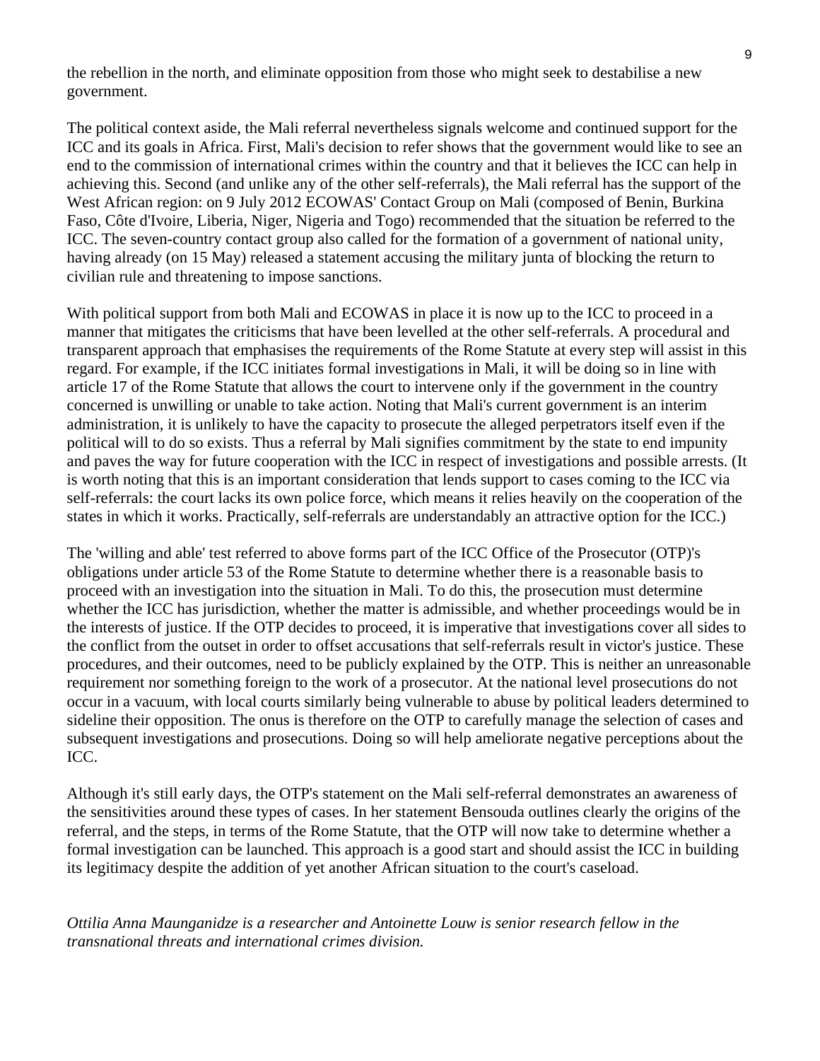the rebellion in the north, and eliminate opposition from those who might seek to destabilise a new government.

The political context aside, the Mali referral nevertheless signals welcome and continued support for the ICC and its goals in Africa. First, Mali's decision to refer shows that the government would like to see an end to the commission of international crimes within the country and that it believes the ICC can help in achieving this. Second (and unlike any of the other self-referrals), the Mali referral has the support of the West African region: on 9 July 2012 ECOWAS' Contact Group on Mali (composed of Benin, Burkina Faso, Côte d'Ivoire, Liberia, Niger, Nigeria and Togo) recommended that the situation be referred to the ICC. The seven-country contact group also called for the formation of a government of national unity, having already (on 15 May) released a statement accusing the military junta of blocking the return to civilian rule and threatening to impose sanctions.

With political support from both Mali and ECOWAS in place it is now up to the ICC to proceed in a manner that mitigates the criticisms that have been levelled at the other self-referrals. A procedural and transparent approach that emphasises the requirements of the Rome Statute at every step will assist in this regard. For example, if the ICC initiates formal investigations in Mali, it will be doing so in line with article 17 of the Rome Statute that allows the court to intervene only if the government in the country concerned is unwilling or unable to take action. Noting that Mali's current government is an interim administration, it is unlikely to have the capacity to prosecute the alleged perpetrators itself even if the political will to do so exists. Thus a referral by Mali signifies commitment by the state to end impunity and paves the way for future cooperation with the ICC in respect of investigations and possible arrests. (It is worth noting that this is an important consideration that lends support to cases coming to the ICC via self-referrals: the court lacks its own police force, which means it relies heavily on the cooperation of the states in which it works. Practically, self-referrals are understandably an attractive option for the ICC.)

The 'willing and able' test referred to above forms part of the ICC Office of the Prosecutor (OTP)'s obligations under article 53 of the Rome Statute to determine whether there is a reasonable basis to proceed with an investigation into the situation in Mali. To do this, the prosecution must determine whether the ICC has jurisdiction, whether the matter is admissible, and whether proceedings would be in the interests of justice. If the OTP decides to proceed, it is imperative that investigations cover all sides to the conflict from the outset in order to offset accusations that self-referrals result in victor's justice. These procedures, and their outcomes, need to be publicly explained by the OTP. This is neither an unreasonable requirement nor something foreign to the work of a prosecutor. At the national level prosecutions do not occur in a vacuum, with local courts similarly being vulnerable to abuse by political leaders determined to sideline their opposition. The onus is therefore on the OTP to carefully manage the selection of cases and subsequent investigations and prosecutions. Doing so will help ameliorate negative perceptions about the ICC.

Although it's still early days, the OTP's statement on the Mali self-referral demonstrates an awareness of the sensitivities around these types of cases. In her statement Bensouda outlines clearly the origins of the referral, and the steps, in terms of the Rome Statute, that the OTP will now take to determine whether a formal investigation can be launched. This approach is a good start and should assist the ICC in building its legitimacy despite the addition of yet another African situation to the court's caseload.

*Ottilia Anna Maunganidze is a researcher and Antoinette Louw is senior research fellow in the transnational threats and international crimes division.*